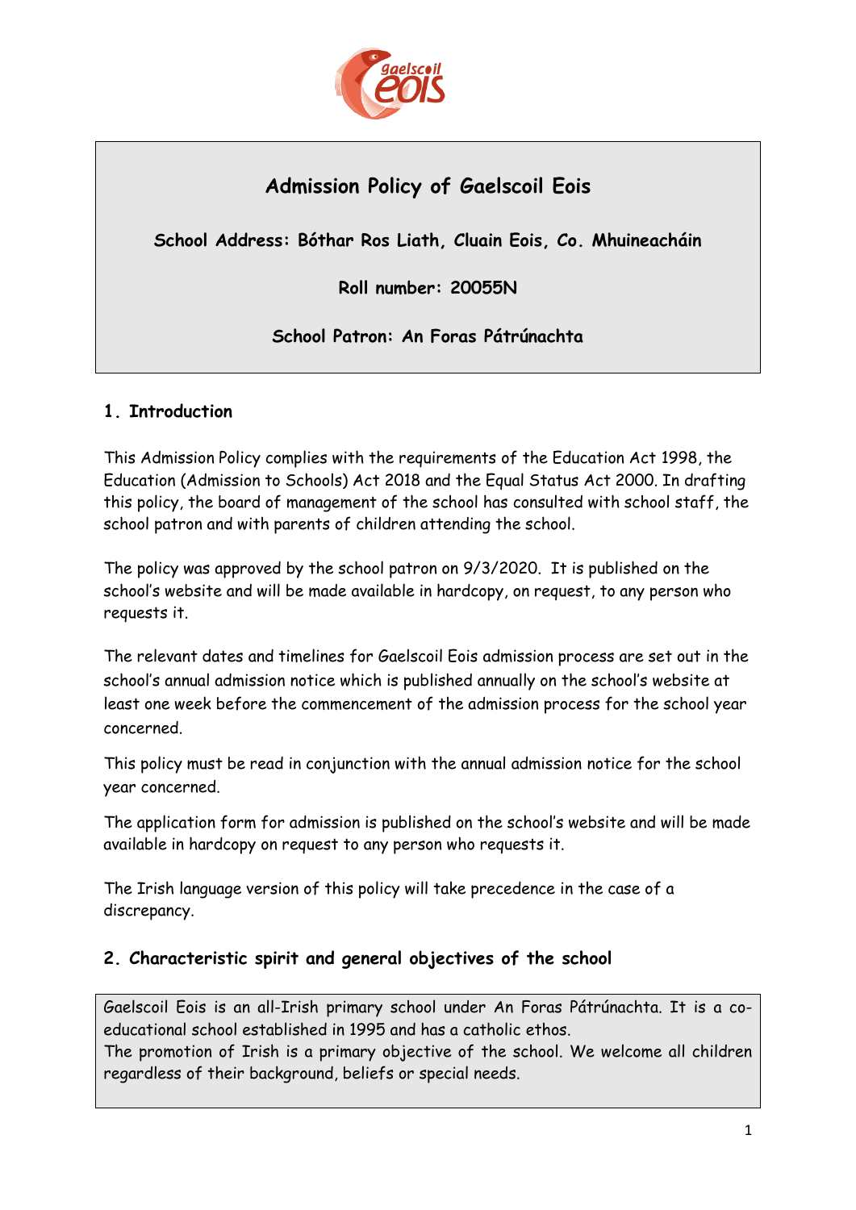# Admission Policy of Gaelscoil Eois

**School Address: Bóthar Ros Liath, Cluain Eois, Co. Mhuineacháin**

**Roll number: 20055N**

**School Patron: An Foras Pátrúnachta**

## 1. Introduction

This Admission Policy complies with the requirements of the Education Act 1998, the Education (Admission to Schools) Act 2018 and the Equal Status Act 2000. In drafting this policy, the board of management of the school has consulted with school staff, the school patron and with parents of children attending the school.

The policy was approved by the school patron on 9/3/2020. It is published on the school's website and will be made available in hardcopy, on request, to any person who requests it.

The relevant dates and timelines for Gaelscoil Eois admission process are set out in the school's annual admission notice which is published annually on the school's website at least one week before the commencement of the admission process for the school year concerned.

This policy must be read in conjunction with the annual admission notice for the school year concerned.

The application form for admission is published on the school's website and will be made available in hardcopy on request to any person who requests it.

The Irish language version of this policy will take precedence in the case of a discrepancy.

## 2. Characteristic spirit and general objectives of the school

Gaelscoil Eois is an all-Irish primary school under An Foras Pátrúnachta. It is a co-educational school established in 1995 and has a catholic ethos.
The promotion of Irish is a primary objective of the school. We welcome all children regardless of their background, beliefs or special needs.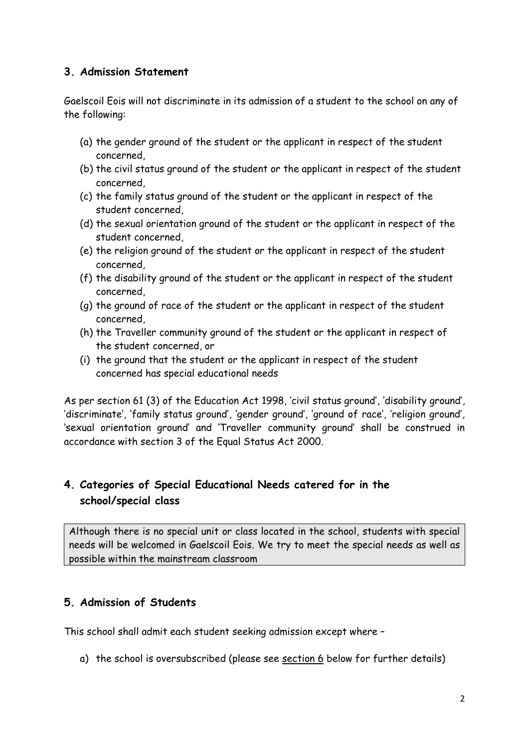## 3. Admission Statement

Gaelscoil Eois will not discriminate in its admission of a student to the school on any of the following:

(a) the gender ground of the student or the applicant in respect of the student concerned,
(b) the civil status ground of the student or the applicant in respect of the student concerned,
(c) the family status ground of the student or the applicant in respect of the student concerned,
(d) the sexual orientation ground of the student or the applicant in respect of the student concerned,
(e) the religion ground of the student or the applicant in respect of the student concerned,
(f) the disability ground of the student or the applicant in respect of the student concerned,
(g) the ground of race of the student or the applicant in respect of the student concerned,
(h) the Traveller community ground of the student or the applicant in respect of the student concerned, or
(i) the ground that the student or the applicant in respect of the student concerned has special educational needs

As per section 61 (3) of the Education Act 1998, 'civil status ground', 'disability ground', 'discriminate', 'family status ground', 'gender ground', 'ground of race', 'religion ground', 'sexual orientation ground' and 'Traveller community ground' shall be construed in accordance with section 3 of the Equal Status Act 2000.

## 4. Categories of Special Educational Needs catered for in the school/special class

Although there is no special unit or class located in the school, students with special needs will be welcomed in Gaelscoil Eois. We try to meet the special needs as well as possible within the mainstream classroom

## 5. Admission of Students

This school shall admit each student seeking admission except where –

a) the school is oversubscribed (please see section 6 below for further details)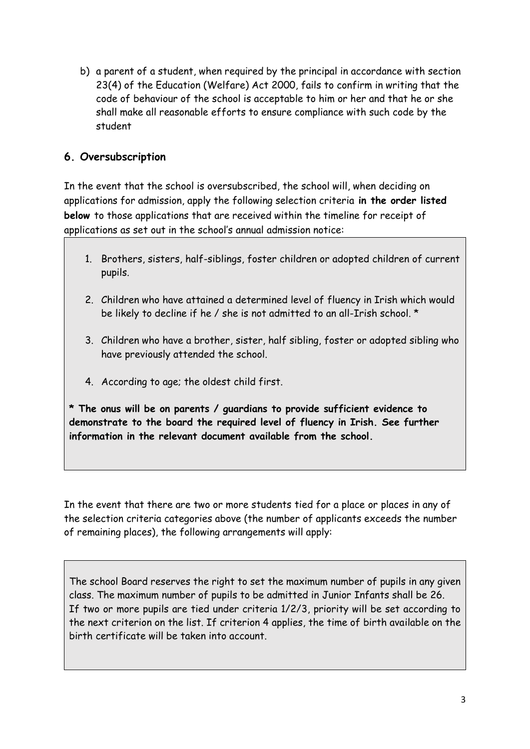b) a parent of a student, when required by the principal in accordance with section 23(4) of the Education (Welfare) Act 2000, fails to confirm in writing that the code of behaviour of the school is acceptable to him or her and that he or she shall make all reasonable efforts to ensure compliance with such code by the student

### 6. Oversubscription

In the event that the school is oversubscribed, the school will, when deciding on applications for admission, apply the following selection criteria **in the order listed below** to those applications that are received within the timeline for receipt of applications as set out in the school's annual admission notice:

1. Brothers, sisters, half-siblings, foster children or adopted children of current pupils.
2. Children who have attained a determined level of fluency in Irish which would be likely to decline if he / she is not admitted to an all-Irish school. *
3. Children who have a brother, sister, half sibling, foster or adopted sibling who have previously attended the school.
4. According to age; the oldest child first.

**\* The onus will be on parents / guardians to provide sufficient evidence to demonstrate to the board the required level of fluency in Irish. See further information in the relevant document available from the school.**

In the event that there are two or more students tied for a place or places in any of the selection criteria categories above (the number of applicants exceeds the number of remaining places), the following arrangements will apply:

The school Board reserves the right to set the maximum number of pupils in any given class. The maximum number of pupils to be admitted in Junior Infants shall be 26. If two or more pupils are tied under criteria 1/2/3, priority will be set according to the next criterion on the list. If criterion 4 applies, the time of birth available on the birth certificate will be taken into account.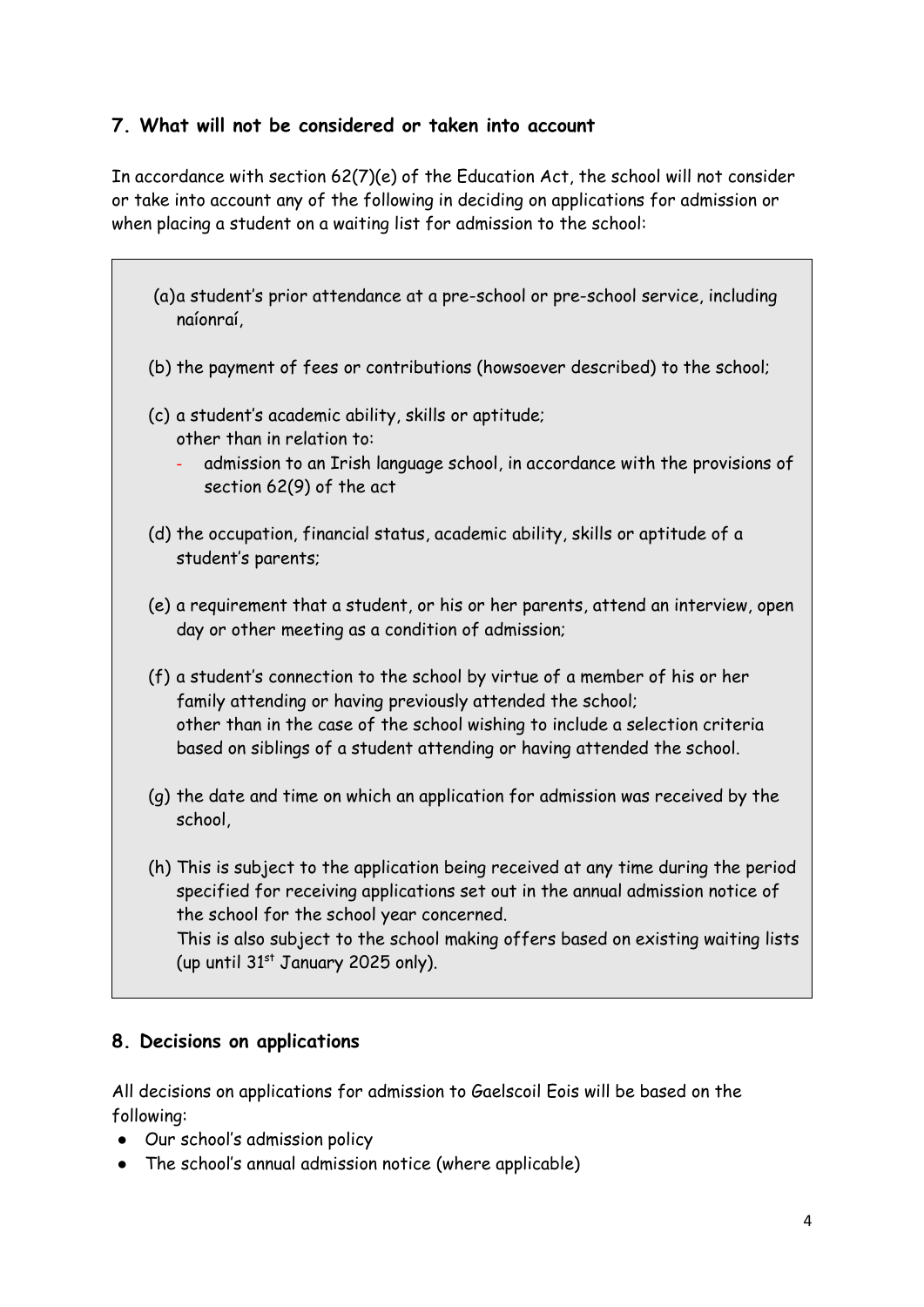## 7. What will not be considered or taken into account

In accordance with section 62(7)(e) of the Education Act, the school will not consider or take into account any of the following in deciding on applications for admission or when placing a student on a waiting list for admission to the school:

(a) a student's prior attendance at a pre-school or pre-school service, including naíonraí,

(b) the payment of fees or contributions (howsoever described) to the school;

(c) a student's academic ability, skills or aptitude;
other than in relation to:
- admission to an Irish language school, in accordance with the provisions of section 62(9) of the act

(d) the occupation, financial status, academic ability, skills or aptitude of a student's parents;

(e) a requirement that a student, or his or her parents, attend an interview, open day or other meeting as a condition of admission;

(f) a student's connection to the school by virtue of a member of his or her family attending or having previously attended the school;
other than in the case of the school wishing to include a selection criteria based on siblings of a student attending or having attended the school.

(g) the date and time on which an application for admission was received by the school,

(h) This is subject to the application being received at any time during the period specified for receiving applications set out in the annual admission notice of the school for the school year concerned.
This is also subject to the school making offers based on existing waiting lists (up until 31st January 2025 only).

## 8. Decisions on applications

All decisions on applications for admission to Gaelscoil Eois will be based on the following:

- Our school's admission policy
- The school's annual admission notice (where applicable)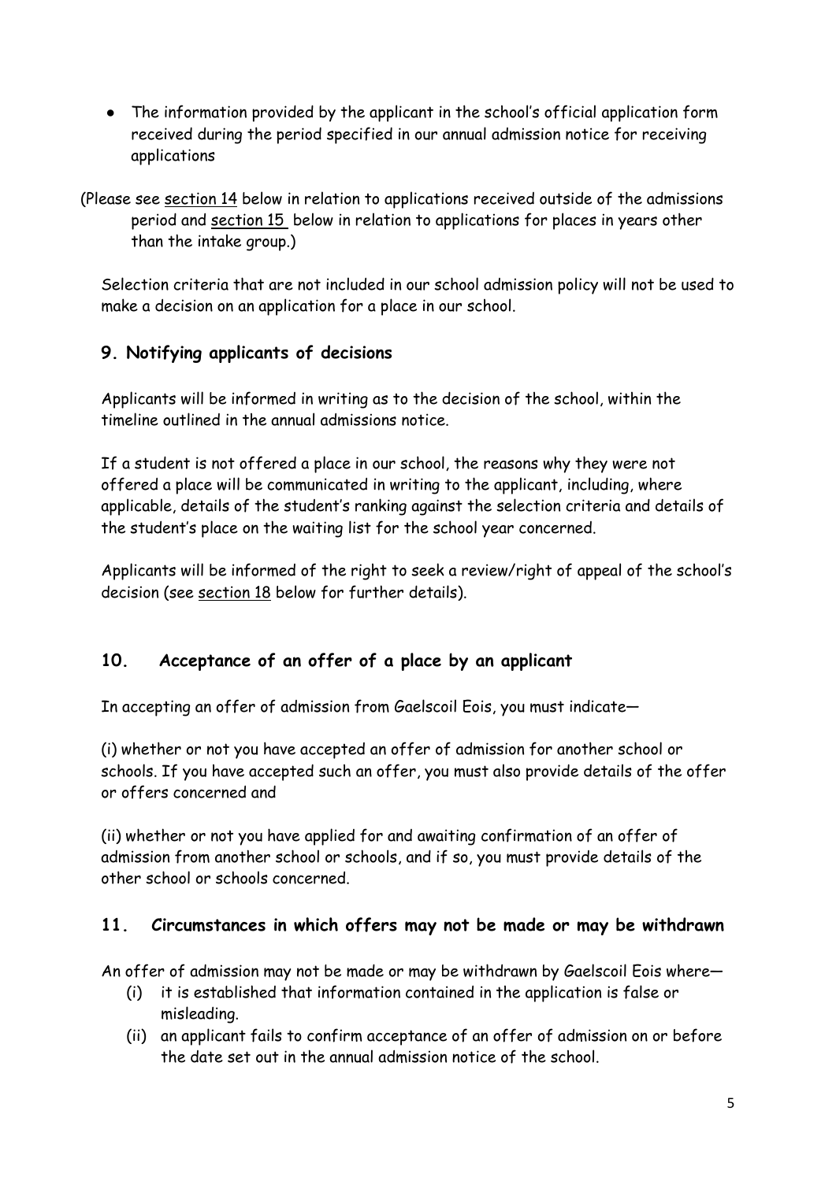- The information provided by the applicant in the school's official application form received during the period specified in our annual admission notice for receiving applications

(Please see section 14 below in relation to applications received outside of the admissions period and section 15 below in relation to applications for places in years other than the intake group.)

Selection criteria that are not included in our school admission policy will not be used to make a decision on an application for a place in our school.

## 9. Notifying applicants of decisions

Applicants will be informed in writing as to the decision of the school, within the timeline outlined in the annual admissions notice.

If a student is not offered a place in our school, the reasons why they were not offered a place will be communicated in writing to the applicant, including, where applicable, details of the student's ranking against the selection criteria and details of the student's place on the waiting list for the school year concerned.

Applicants will be informed of the right to seek a review/right of appeal of the school's decision (see section 18 below for further details).

## 10. Acceptance of an offer of a place by an applicant

In accepting an offer of admission from Gaelscoil Eois, you must indicate—

(i) whether or not you have accepted an offer of admission for another school or schools. If you have accepted such an offer, you must also provide details of the offer or offers concerned and

(ii) whether or not you have applied for and awaiting confirmation of an offer of admission from another school or schools, and if so, you must provide details of the other school or schools concerned.

## 11. Circumstances in which offers may not be made or may be withdrawn

An offer of admission may not be made or may be withdrawn by Gaelscoil Eois where—

(i) it is established that information contained in the application is false or misleading.

(ii) an applicant fails to confirm acceptance of an offer of admission on or before the date set out in the annual admission notice of the school.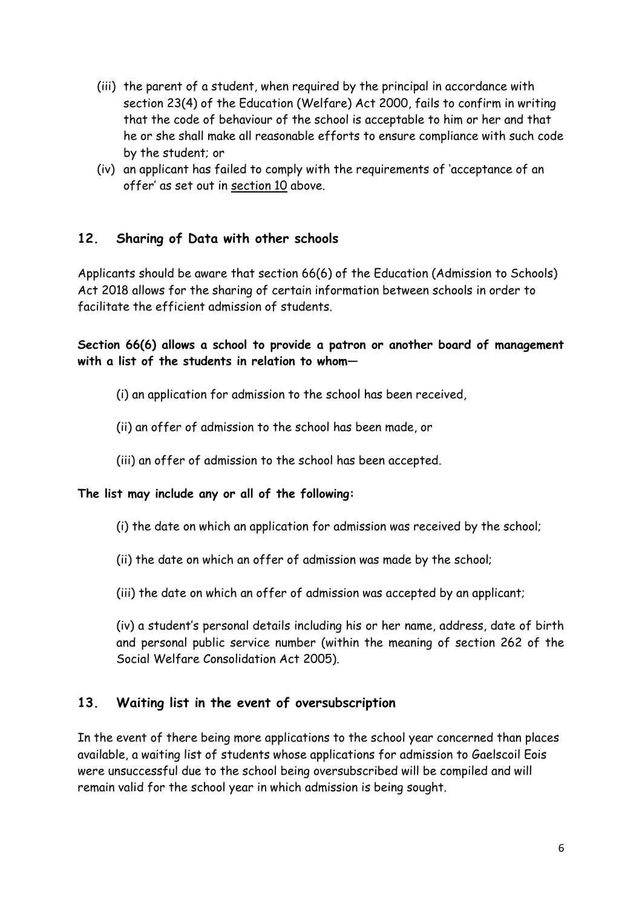(iii) the parent of a student, when required by the principal in accordance with section 23(4) of the Education (Welfare) Act 2000, fails to confirm in writing that the code of behaviour of the school is acceptable to him or her and that he or she shall make all reasonable efforts to ensure compliance with such code by the student; or

(iv) an applicant has failed to comply with the requirements of 'acceptance of an offer' as set out in section 10 above.

## 12. Sharing of Data with other schools

Applicants should be aware that section 66(6) of the Education (Admission to Schools) Act 2018 allows for the sharing of certain information between schools in order to facilitate the efficient admission of students.

**Section 66(6) allows a school to provide a patron or another board of management with a list of the students in relation to whom—**

(i) an application for admission to the school has been received,

(ii) an offer of admission to the school has been made, or

(iii) an offer of admission to the school has been accepted.

**The list may include any or all of the following:**

(i) the date on which an application for admission was received by the school;

(ii) the date on which an offer of admission was made by the school;

(iii) the date on which an offer of admission was accepted by an applicant;

(iv) a student's personal details including his or her name, address, date of birth and personal public service number (within the meaning of section 262 of the Social Welfare Consolidation Act 2005).

## 13. Waiting list in the event of oversubscription

In the event of there being more applications to the school year concerned than places available, a waiting list of students whose applications for admission to Gaelscoil Eois were unsuccessful due to the school being oversubscribed will be compiled and will remain valid for the school year in which admission is being sought.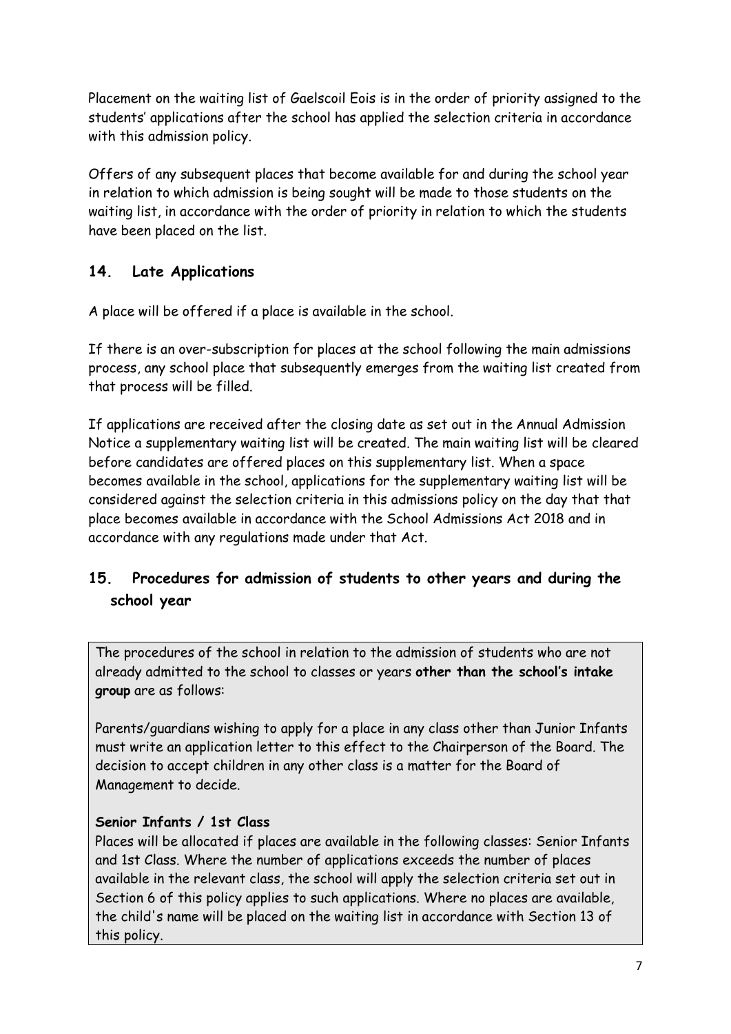Placement on the waiting list of Gaelscoil Eois is in the order of priority assigned to the students' applications after the school has applied the selection criteria in accordance with this admission policy.

Offers of any subsequent places that become available for and during the school year in relation to which admission is being sought will be made to those students on the waiting list, in accordance with the order of priority in relation to which the students have been placed on the list.

## 14. Late Applications

A place will be offered if a place is available in the school.

If there is an over-subscription for places at the school following the main admissions process, any school place that subsequently emerges from the waiting list created from that process will be filled.

If applications are received after the closing date as set out in the Annual Admission Notice a supplementary waiting list will be created. The main waiting list will be cleared before candidates are offered places on this supplementary list. When a space becomes available in the school, applications for the supplementary waiting list will be considered against the selection criteria in this admissions policy on the day that that place becomes available in accordance with the School Admissions Act 2018 and in accordance with any regulations made under that Act.

## 15. Procedures for admission of students to other years and during the school year

The procedures of the school in relation to the admission of students who are not already admitted to the school to classes or years **other than the school's intake group** are as follows:

Parents/guardians wishing to apply for a place in any class other than Junior Infants must write an application letter to this effect to the Chairperson of the Board. The decision to accept children in any other class is a matter for the Board of Management to decide.

**Senior Infants / 1st Class**

Places will be allocated if places are available in the following classes: Senior Infants and 1st Class. Where the number of applications exceeds the number of places available in the relevant class, the school will apply the selection criteria set out in Section 6 of this policy applies to such applications. Where no places are available, the child's name will be placed on the waiting list in accordance with Section 13 of this policy.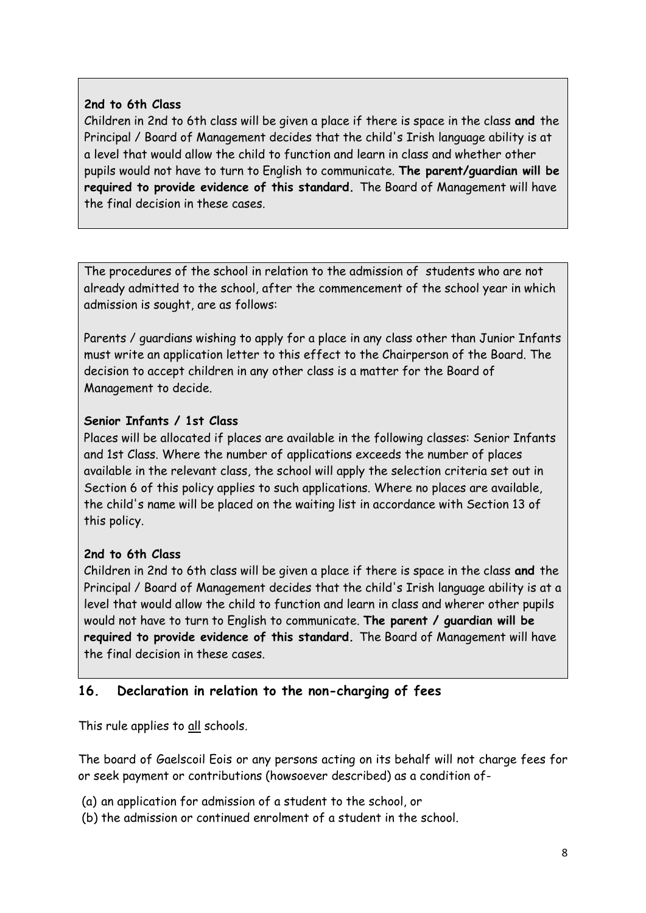**2nd to 6th Class**

Children in 2nd to 6th class will be given a place if there is space in the class **and** the Principal / Board of Management decides that the child's Irish language ability is at a level that would allow the child to function and learn in class and whether other pupils would not have to turn to English to communicate. **The parent/guardian will be required to provide evidence of this standard.** The Board of Management will have the final decision in these cases.

The procedures of the school in relation to the admission of students who are not already admitted to the school, after the commencement of the school year in which admission is sought, are as follows:

Parents / guardians wishing to apply for a place in any class other than Junior Infants must write an application letter to this effect to the Chairperson of the Board. The decision to accept children in any other class is a matter for the Board of Management to decide.

**Senior Infants / 1st Class**

Places will be allocated if places are available in the following classes: Senior Infants and 1st Class. Where the number of applications exceeds the number of places available in the relevant class, the school will apply the selection criteria set out in Section 6 of this policy applies to such applications. Where no places are available, the child's name will be placed on the waiting list in accordance with Section 13 of this policy.

**2nd to 6th Class**

Children in 2nd to 6th class will be given a place if there is space in the class **and** the Principal / Board of Management decides that the child's Irish language ability is at a level that would allow the child to function and learn in class and wherer other pupils would not have to turn to English to communicate. **The parent / guardian will be required to provide evidence of this standard.** The Board of Management will have the final decision in these cases.

## 16. Declaration in relation to the non-charging of fees

This rule applies to <u>all</u> schools.

The board of Gaelscoil Eois or any persons acting on its behalf will not charge fees for or seek payment or contributions (howsoever described) as a condition of-

(a) an application for admission of a student to the school, or
(b) the admission or continued enrolment of a student in the school.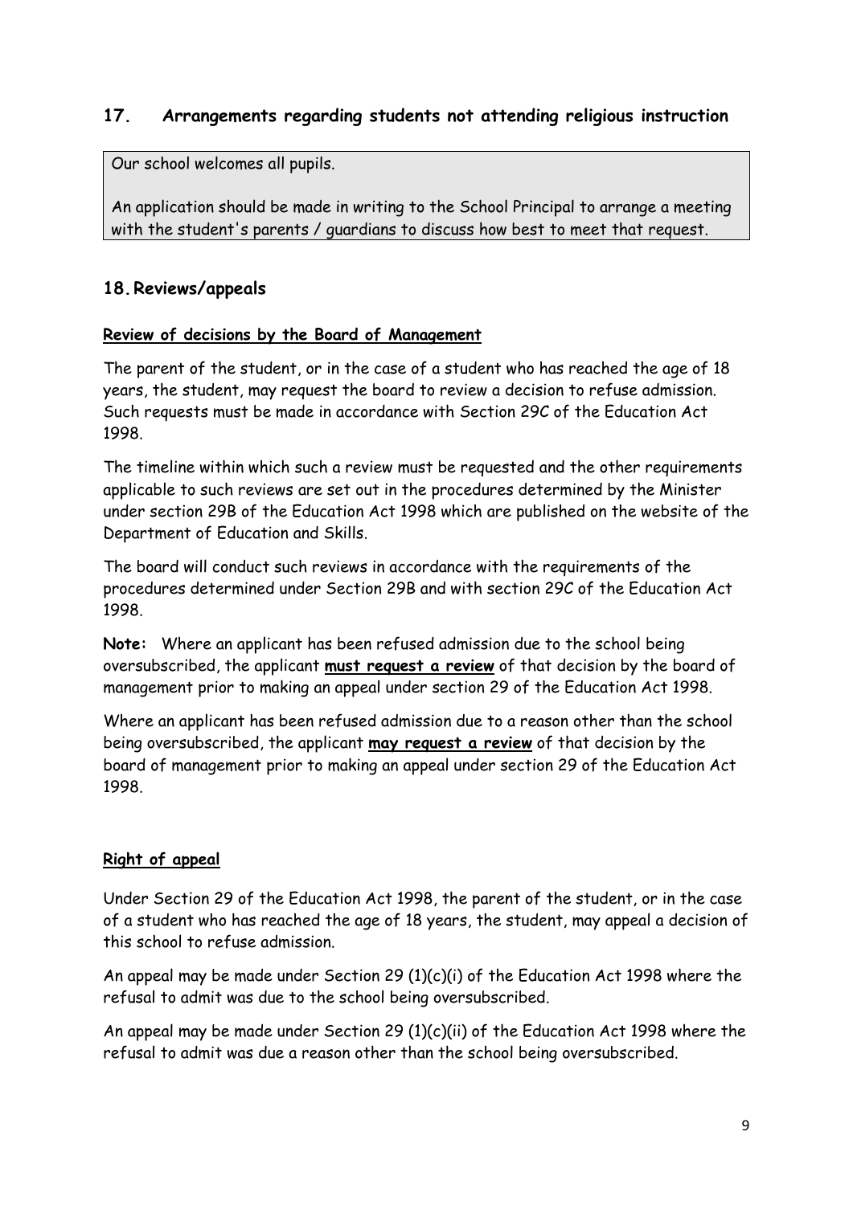## 17. Arrangements regarding students not attending religious instruction

Our school welcomes all pupils.

An application should be made in writing to the School Principal to arrange a meeting with the student's parents / guardians to discuss how best to meet that request.

## 18. Reviews/appeals

**Review of decisions by the Board of Management**

The parent of the student, or in the case of a student who has reached the age of 18 years, the student, may request the board to review a decision to refuse admission. Such requests must be made in accordance with Section 29C of the Education Act 1998.

The timeline within which such a review must be requested and the other requirements applicable to such reviews are set out in the procedures determined by the Minister under section 29B of the Education Act 1998 which are published on the website of the Department of Education and Skills.

The board will conduct such reviews in accordance with the requirements of the procedures determined under Section 29B and with section 29C of the Education Act 1998.

**Note:** Where an applicant has been refused admission due to the school being oversubscribed, the applicant **must request a review** of that decision by the board of management prior to making an appeal under section 29 of the Education Act 1998.

Where an applicant has been refused admission due to a reason other than the school being oversubscribed, the applicant **may request a review** of that decision by the board of management prior to making an appeal under section 29 of the Education Act 1998.

**Right of appeal**

Under Section 29 of the Education Act 1998, the parent of the student, or in the case of a student who has reached the age of 18 years, the student, may appeal a decision of this school to refuse admission.

An appeal may be made under Section 29 (1)(c)(i) of the Education Act 1998 where the refusal to admit was due to the school being oversubscribed.

An appeal may be made under Section 29 (1)(c)(ii) of the Education Act 1998 where the refusal to admit was due a reason other than the school being oversubscribed.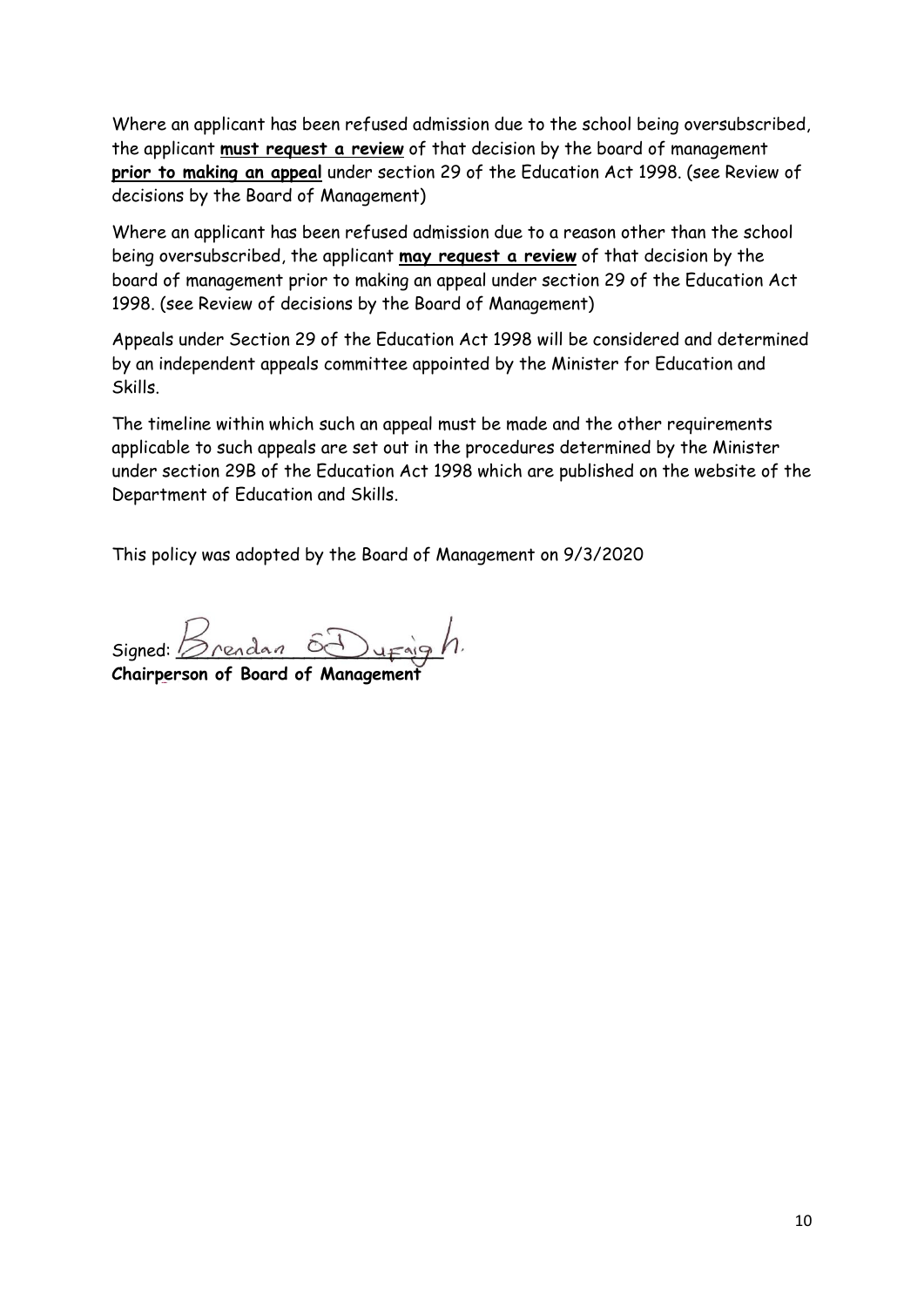Where an applicant has been refused admission due to the school being oversubscribed, the applicant **must request a review** of that decision by the board of management **prior to making an appeal** under section 29 of the Education Act 1998. (see Review of decisions by the Board of Management)

Where an applicant has been refused admission due to a reason other than the school being oversubscribed, the applicant **may request a review** of that decision by the board of management prior to making an appeal under section 29 of the Education Act 1998. (see Review of decisions by the Board of Management)

Appeals under Section 29 of the Education Act 1998 will be considered and determined by an independent appeals committee appointed by the Minister for Education and Skills.

The timeline within which such an appeal must be made and the other requirements applicable to such appeals are set out in the procedures determined by the Minister under section 29B of the Education Act 1998 which are published on the website of the Department of Education and Skills.

This policy was adopted by the Board of Management on 9/3/2020

Signed: Brendan Ó Dufaigh.

**Chairperson of Board of Management**